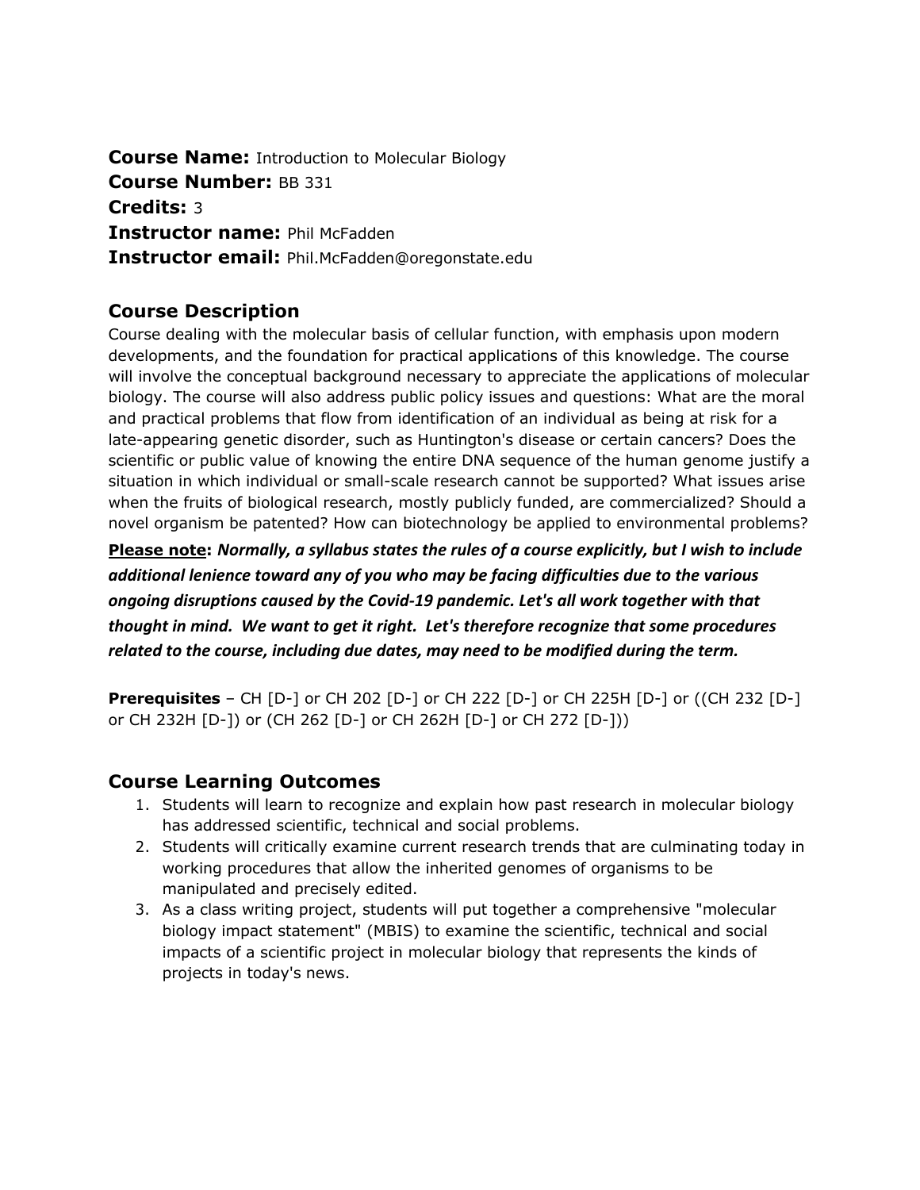**Course Name:** Introduction to Molecular Biology
**Course Number:** BB 331
**Credits:** 3
**Instructor name:** Phil McFadden
**Instructor email:** Phil.McFadden@oregonstate.edu

## Course Description

Course dealing with the molecular basis of cellular function, with emphasis upon modern developments, and the foundation for practical applications of this knowledge. The course will involve the conceptual background necessary to appreciate the applications of molecular biology. The course will also address public policy issues and questions: What are the moral and practical problems that flow from identification of an individual as being at risk for a late-appearing genetic disorder, such as Huntington's disease or certain cancers? Does the scientific or public value of knowing the entire DNA sequence of the human genome justify a situation in which individual or small-scale research cannot be supported? What issues arise when the fruits of biological research, mostly publicly funded, are commercialized? Should a novel organism be patented? How can biotechnology be applied to environmental problems?

**Please note:** ***Normally, a syllabus states the rules of a course explicitly, but I wish to include additional lenience toward any of you who may be facing difficulties due to the various ongoing disruptions caused by the Covid-19 pandemic. Let's all work together with that thought in mind. We want to get it right. Let's therefore recognize that some procedures related to the course, including due dates, may need to be modified during the term.***

**Prerequisites** – CH [D-] or CH 202 [D-] or CH 222 [D-] or CH 225H [D-] or ((CH 232 [D-] or CH 232H [D-]) or (CH 262 [D-] or CH 262H [D-] or CH 272 [D-]))

## Course Learning Outcomes

1. Students will learn to recognize and explain how past research in molecular biology has addressed scientific, technical and social problems.
2. Students will critically examine current research trends that are culminating today in working procedures that allow the inherited genomes of organisms to be manipulated and precisely edited.
3. As a class writing project, students will put together a comprehensive "molecular biology impact statement" (MBIS) to examine the scientific, technical and social impacts of a scientific project in molecular biology that represents the kinds of projects in today's news.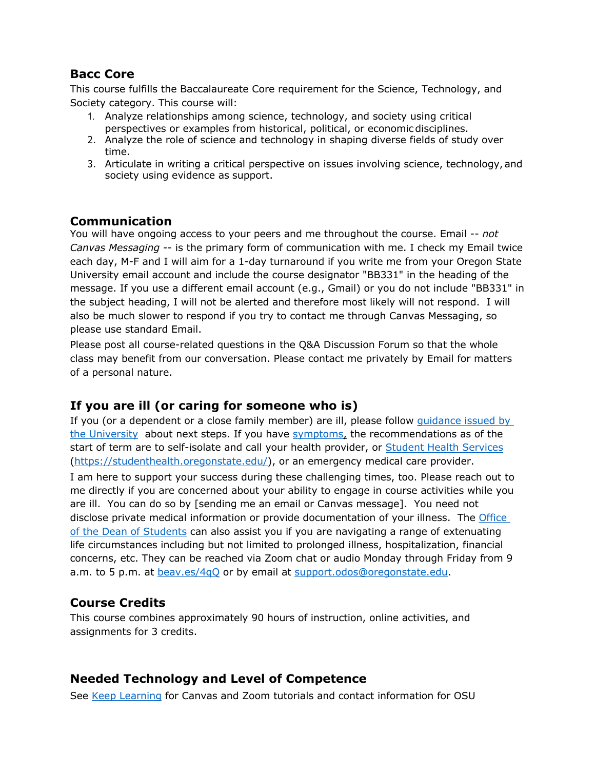## Bacc Core

This course fulfills the Baccalaureate Core requirement for the Science, Technology, and Society category. This course will:

1. Analyze relationships among science, technology, and society using critical perspectives or examples from historical, political, or economic disciplines.
2. Analyze the role of science and technology in shaping diverse fields of study over time.
3. Articulate in writing a critical perspective on issues involving science, technology, and society using evidence as support.

## Communication

You will have ongoing access to your peers and me throughout the course. Email -- *not Canvas Messaging* -- is the primary form of communication with me. I check my Email twice each day, M-F and I will aim for a 1-day turnaround if you write me from your Oregon State University email account and include the course designator "BB331" in the heading of the message. If you use a different email account (e.g., Gmail) or you do not include "BB331" in the subject heading, I will not be alerted and therefore most likely will not respond. I will also be much slower to respond if you try to contact me through Canvas Messaging, so please use standard Email.

Please post all course-related questions in the Q&A Discussion Forum so that the whole class may benefit from our conversation. Please contact me privately by Email for matters of a personal nature.

## If you are ill (or caring for someone who is)

If you (or a dependent or a close family member) are ill, please follow guidance issued by the University about next steps. If you have symptoms, the recommendations as of the start of term are to self-isolate and call your health provider, or Student Health Services (https://studenthealth.oregonstate.edu/), or an emergency medical care provider.

I am here to support your success during these challenging times, too. Please reach out to me directly if you are concerned about your ability to engage in course activities while you are ill. You can do so by [sending me an email or Canvas message]. You need not disclose private medical information or provide documentation of your illness. The Office of the Dean of Students can also assist you if you are navigating a range of extenuating life circumstances including but not limited to prolonged illness, hospitalization, financial concerns, etc. They can be reached via Zoom chat or audio Monday through Friday from 9 a.m. to 5 p.m. at beav.es/4qQ or by email at support.odos@oregonstate.edu.

## Course Credits

This course combines approximately 90 hours of instruction, online activities, and assignments for 3 credits.

## Needed Technology and Level of Competence

See Keep Learning for Canvas and Zoom tutorials and contact information for OSU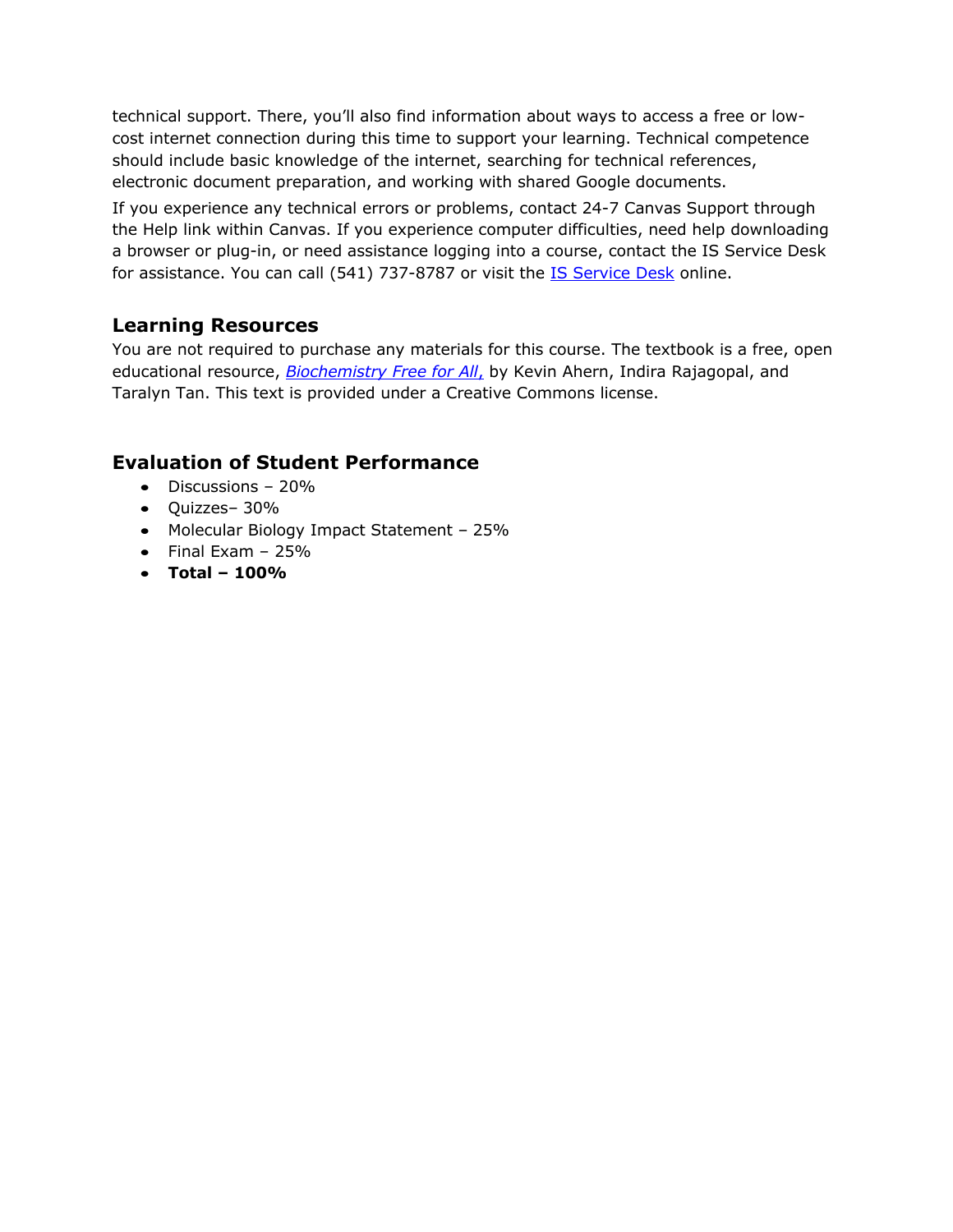technical support. There, you'll also find information about ways to access a free or low-cost internet connection during this time to support your learning. Technical competence should include basic knowledge of the internet, searching for technical references, electronic document preparation, and working with shared Google documents.

If you experience any technical errors or problems, contact 24-7 Canvas Support through the Help link within Canvas. If you experience computer difficulties, need help downloading a browser or plug-in, or need assistance logging into a course, contact the IS Service Desk for assistance. You can call (541) 737-8787 or visit the IS Service Desk online.

## Learning Resources

You are not required to purchase any materials for this course. The textbook is a free, open educational resource, *Biochemistry Free for All,* by Kevin Ahern, Indira Rajagopal, and Taralyn Tan. This text is provided under a Creative Commons license.

## Evaluation of Student Performance

- Discussions – 20%
- Quizzes– 30%
- Molecular Biology Impact Statement – 25%
- Final Exam – 25%
- **Total – 100%**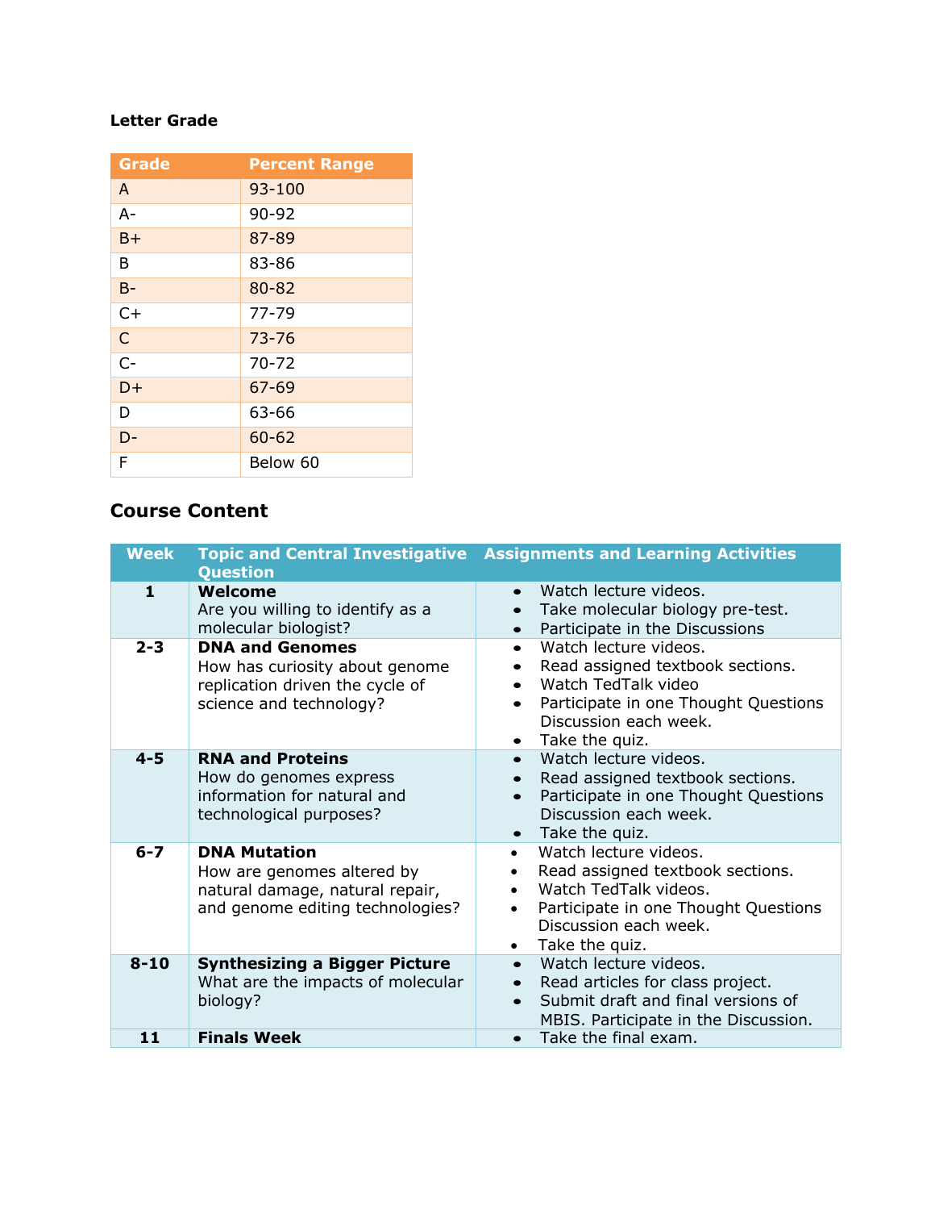**Letter Grade**

| Grade | Percent Range |
|---|---|
| A | 93-100 |
| A- | 90-92 |
| B+ | 87-89 |
| B | 83-86 |
| B- | 80-82 |
| C+ | 77-79 |
| C | 73-76 |
| C- | 70-72 |
| D+ | 67-69 |
| D | 63-66 |
| D- | 60-62 |
| F | Below 60 |

## Course Content

| Week | Topic and Central Investigative Question | Assignments and Learning Activities |
|---|---|---|
| 1 | **Welcome** Are you willing to identify as a molecular biologist? | • Watch lecture videos. • Take molecular biology pre-test. • Participate in the Discussions |
| 2-3 | **DNA and Genomes** How has curiosity about genome replication driven the cycle of science and technology? | • Watch lecture videos. • Read assigned textbook sections. • Watch TedTalk video • Participate in one Thought Questions Discussion each week. • Take the quiz. |
| 4-5 | **RNA and Proteins** How do genomes express information for natural and technological purposes? | • Watch lecture videos. • Read assigned textbook sections. • Participate in one Thought Questions Discussion each week. • Take the quiz. |
| 6-7 | **DNA Mutation** How are genomes altered by natural damage, natural repair, and genome editing technologies? | • Watch lecture videos. • Read assigned textbook sections. • Watch TedTalk videos. • Participate in one Thought Questions Discussion each week. • Take the quiz. |
| 8-10 | **Synthesizing a Bigger Picture** What are the impacts of molecular biology? | • Watch lecture videos. • Read articles for class project. • Submit draft and final versions of MBIS. Participate in the Discussion. |
| 11 | **Finals Week** | • Take the final exam. |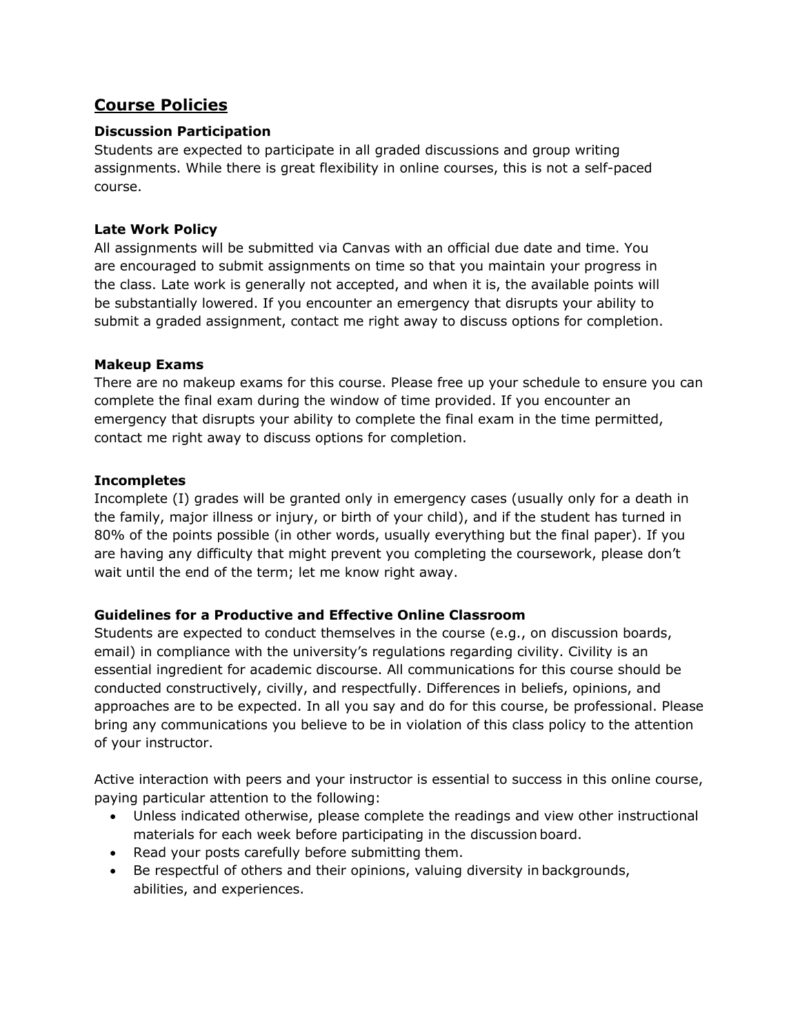## Course Policies

### Discussion Participation

Students are expected to participate in all graded discussions and group writing assignments. While there is great flexibility in online courses, this is not a self-paced course.

### Late Work Policy

All assignments will be submitted via Canvas with an official due date and time. You are encouraged to submit assignments on time so that you maintain your progress in the class. Late work is generally not accepted, and when it is, the available points will be substantially lowered. If you encounter an emergency that disrupts your ability to submit a graded assignment, contact me right away to discuss options for completion.

### Makeup Exams

There are no makeup exams for this course. Please free up your schedule to ensure you can complete the final exam during the window of time provided. If you encounter an emergency that disrupts your ability to complete the final exam in the time permitted, contact me right away to discuss options for completion.

### Incompletes

Incomplete (I) grades will be granted only in emergency cases (usually only for a death in the family, major illness or injury, or birth of your child), and if the student has turned in 80% of the points possible (in other words, usually everything but the final paper). If you are having any difficulty that might prevent you completing the coursework, please don't wait until the end of the term; let me know right away.

### Guidelines for a Productive and Effective Online Classroom

Students are expected to conduct themselves in the course (e.g., on discussion boards, email) in compliance with the university's regulations regarding civility. Civility is an essential ingredient for academic discourse. All communications for this course should be conducted constructively, civilly, and respectfully. Differences in beliefs, opinions, and approaches are to be expected. In all you say and do for this course, be professional. Please bring any communications you believe to be in violation of this class policy to the attention of your instructor.

Active interaction with peers and your instructor is essential to success in this online course, paying particular attention to the following:

- Unless indicated otherwise, please complete the readings and view other instructional materials for each week before participating in the discussion board.
- Read your posts carefully before submitting them.
- Be respectful of others and their opinions, valuing diversity in backgrounds, abilities, and experiences.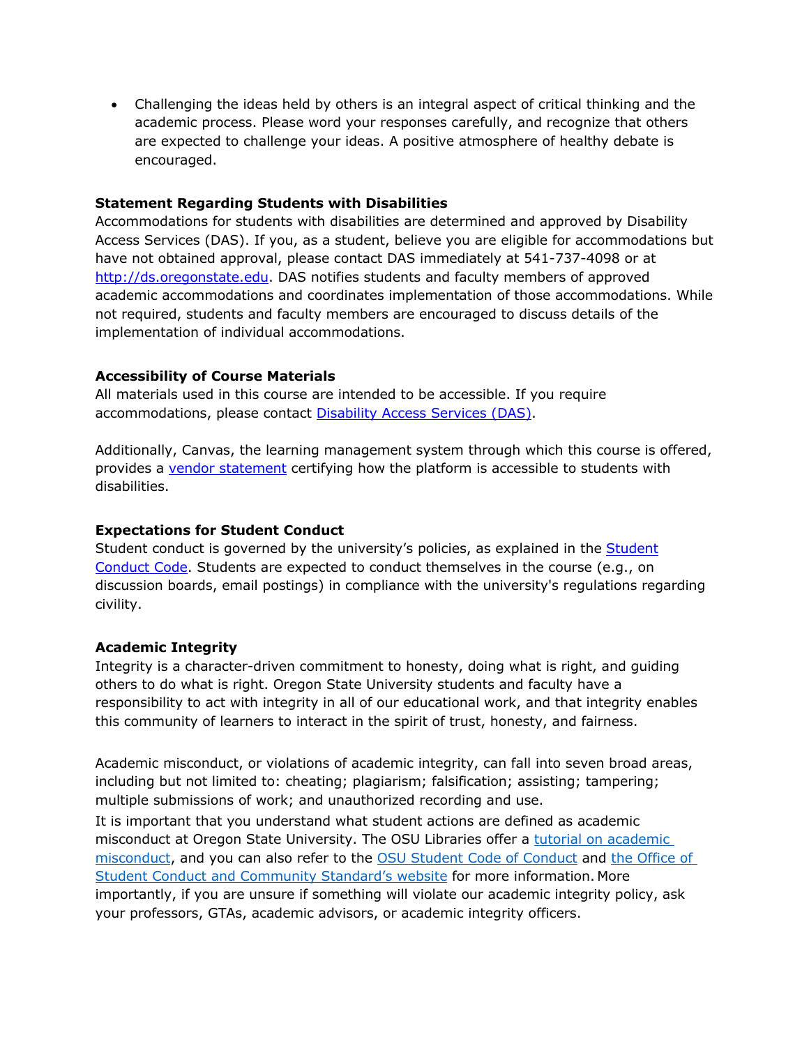- Challenging the ideas held by others is an integral aspect of critical thinking and the academic process. Please word your responses carefully, and recognize that others are expected to challenge your ideas. A positive atmosphere of healthy debate is encouraged.

**Statement Regarding Students with Disabilities**

Accommodations for students with disabilities are determined and approved by Disability Access Services (DAS). If you, as a student, believe you are eligible for accommodations but have not obtained approval, please contact DAS immediately at 541-737-4098 or at [http://ds.oregonstate.edu](http://ds.oregonstate.edu). DAS notifies students and faculty members of approved academic accommodations and coordinates implementation of those accommodations. While not required, students and faculty members are encouraged to discuss details of the implementation of individual accommodations.

**Accessibility of Course Materials**

All materials used in this course are intended to be accessible. If you require accommodations, please contact Disability Access Services (DAS).

Additionally, Canvas, the learning management system through which this course is offered, provides a vendor statement certifying how the platform is accessible to students with disabilities.

**Expectations for Student Conduct**

Student conduct is governed by the university's policies, as explained in the Student Conduct Code. Students are expected to conduct themselves in the course (e.g., on discussion boards, email postings) in compliance with the university's regulations regarding civility.

**Academic Integrity**

Integrity is a character-driven commitment to honesty, doing what is right, and guiding others to do what is right. Oregon State University students and faculty have a responsibility to act with integrity in all of our educational work, and that integrity enables this community of learners to interact in the spirit of trust, honesty, and fairness.

Academic misconduct, or violations of academic integrity, can fall into seven broad areas, including but not limited to: cheating; plagiarism; falsification; assisting; tampering; multiple submissions of work; and unauthorized recording and use.

It is important that you understand what student actions are defined as academic misconduct at Oregon State University. The OSU Libraries offer a tutorial on academic misconduct, and you can also refer to the OSU Student Code of Conduct and the Office of Student Conduct and Community Standard's website for more information. More importantly, if you are unsure if something will violate our academic integrity policy, ask your professors, GTAs, academic advisors, or academic integrity officers.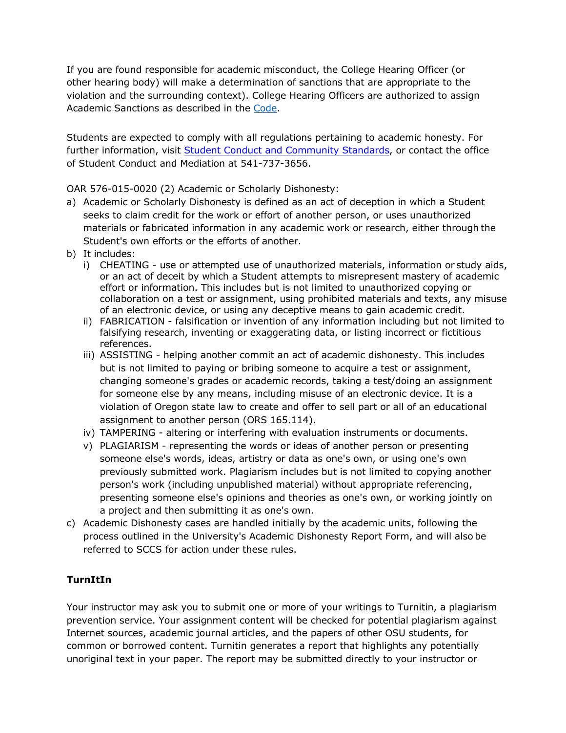If you are found responsible for academic misconduct, the College Hearing Officer (or other hearing body) will make a determination of sanctions that are appropriate to the violation and the surrounding context). College Hearing Officers are authorized to assign Academic Sanctions as described in the Code.

Students are expected to comply with all regulations pertaining to academic honesty. For further information, visit Student Conduct and Community Standards, or contact the office of Student Conduct and Mediation at 541-737-3656.

OAR 576-015-0020 (2) Academic or Scholarly Dishonesty:

a) Academic or Scholarly Dishonesty is defined as an act of deception in which a Student seeks to claim credit for the work or effort of another person, or uses unauthorized materials or fabricated information in any academic work or research, either through the Student's own efforts or the efforts of another.
b) It includes:
   i) CHEATING - use or attempted use of unauthorized materials, information or study aids, or an act of deceit by which a Student attempts to misrepresent mastery of academic effort or information. This includes but is not limited to unauthorized copying or collaboration on a test or assignment, using prohibited materials and texts, any misuse of an electronic device, or using any deceptive means to gain academic credit.
   ii) FABRICATION - falsification or invention of any information including but not limited to falsifying research, inventing or exaggerating data, or listing incorrect or fictitious references.
   iii) ASSISTING - helping another commit an act of academic dishonesty. This includes but is not limited to paying or bribing someone to acquire a test or assignment, changing someone's grades or academic records, taking a test/doing an assignment for someone else by any means, including misuse of an electronic device. It is a violation of Oregon state law to create and offer to sell part or all of an educational assignment to another person (ORS 165.114).
   iv) TAMPERING - altering or interfering with evaluation instruments or documents.
   v) PLAGIARISM - representing the words or ideas of another person or presenting someone else's words, ideas, artistry or data as one's own, or using one's own previously submitted work. Plagiarism includes but is not limited to copying another person's work (including unpublished material) without appropriate referencing, presenting someone else's opinions and theories as one's own, or working jointly on a project and then submitting it as one's own.
c) Academic Dishonesty cases are handled initially by the academic units, following the process outlined in the University's Academic Dishonesty Report Form, and will also be referred to SCCS for action under these rules.

**TurnItIn**

Your instructor may ask you to submit one or more of your writings to Turnitin, a plagiarism prevention service. Your assignment content will be checked for potential plagiarism against Internet sources, academic journal articles, and the papers of other OSU students, for common or borrowed content. Turnitin generates a report that highlights any potentially unoriginal text in your paper. The report may be submitted directly to your instructor or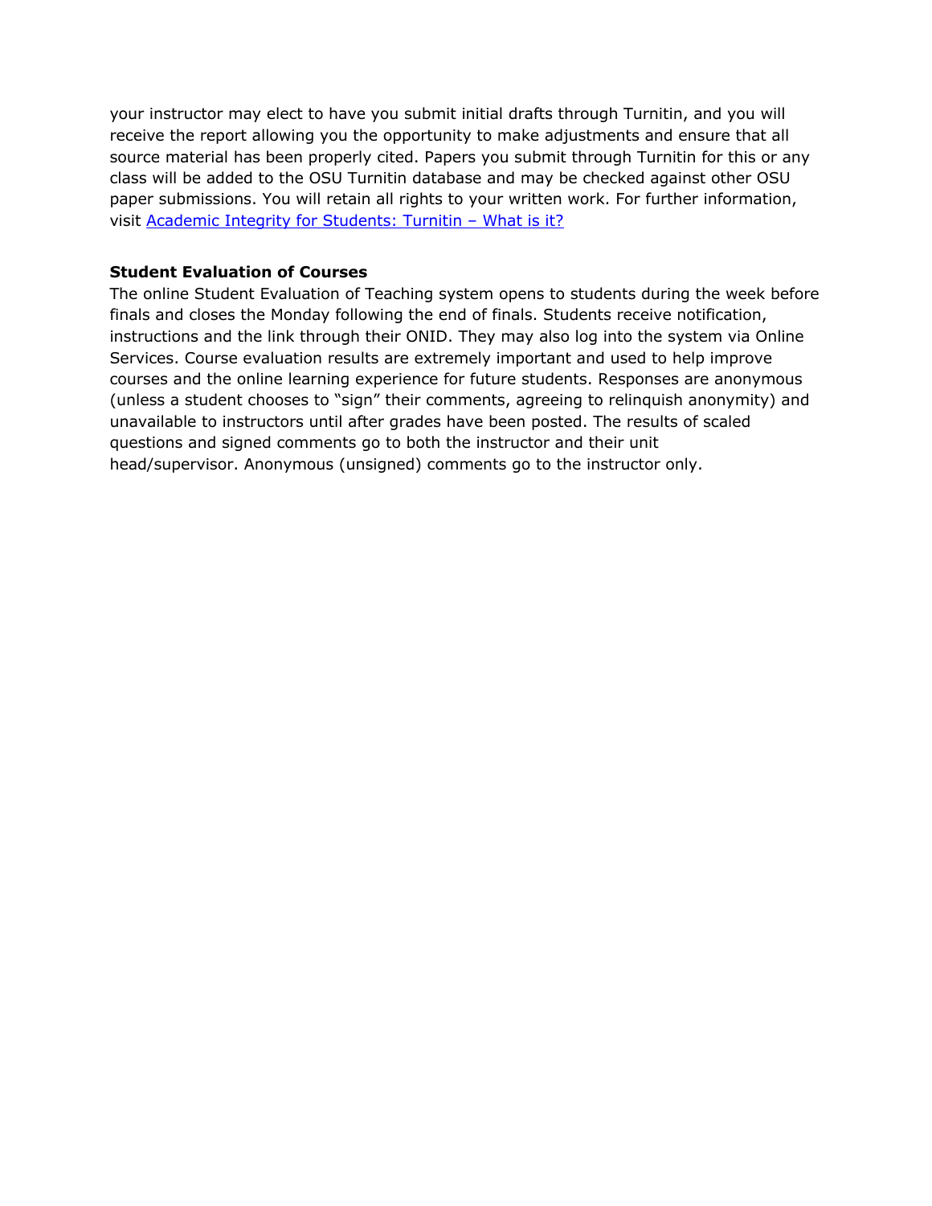your instructor may elect to have you submit initial drafts through Turnitin, and you will receive the report allowing you the opportunity to make adjustments and ensure that all source material has been properly cited. Papers you submit through Turnitin for this or any class will be added to the OSU Turnitin database and may be checked against other OSU paper submissions. You will retain all rights to your written work. For further information, visit [Academic Integrity for Students: Turnitin – What is it?]()

**Student Evaluation of Courses**

The online Student Evaluation of Teaching system opens to students during the week before finals and closes the Monday following the end of finals. Students receive notification, instructions and the link through their ONID. They may also log into the system via Online Services. Course evaluation results are extremely important and used to help improve courses and the online learning experience for future students. Responses are anonymous (unless a student chooses to "sign" their comments, agreeing to relinquish anonymity) and unavailable to instructors until after grades have been posted. The results of scaled questions and signed comments go to both the instructor and their unit head/supervisor. Anonymous (unsigned) comments go to the instructor only.